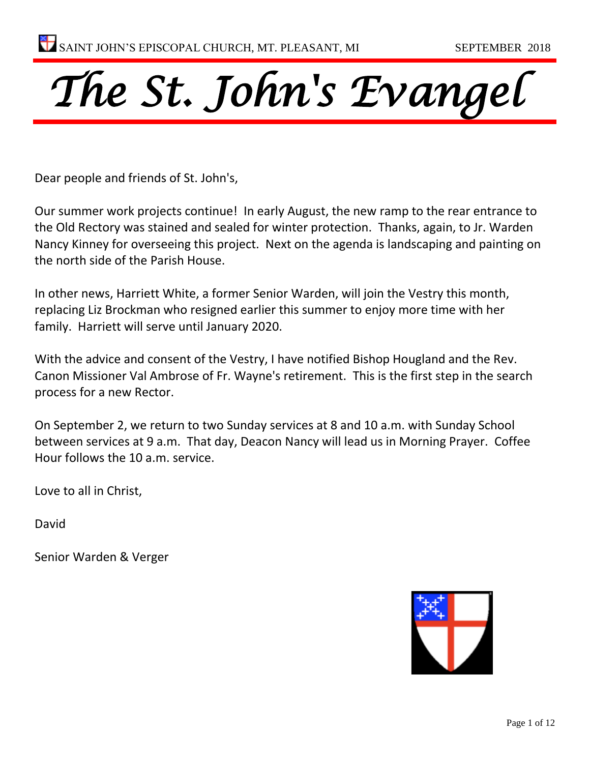SAINT JOHN'S EPISCOPAL CHURCH, MT. PLEASANT, MI SEPTEMBER 2018

# The St. John's Evangel

Dear people and friends of St. John's,

Our summer work projects continue! In early August, the new ramp to the rear entrance to the Old Rectory was stained and sealed for winter protection. Thanks, again, to Jr. Warden Nancy Kinney for overseeing this project. Next on the agenda is landscaping and painting on the north side of the Parish House.

In other news, Harriett White, a former Senior Warden, will join the Vestry this month, replacing Liz Brockman who resigned earlier this summer to enjoy more time with her family. Harriett will serve until January 2020.

With the advice and consent of the Vestry, I have notified Bishop Hougland and the Rev. Canon Missioner Val Ambrose of Fr. Wayne's retirement. This is the first step in the search process for a new Rector.

On September 2, we return to two Sunday services at 8 and 10 a.m. with Sunday School between services at 9 a.m. That day, Deacon Nancy will lead us in Morning Prayer. Coffee Hour follows the 10 a.m. service.

Love to all in Christ,

David

Senior Warden & Verger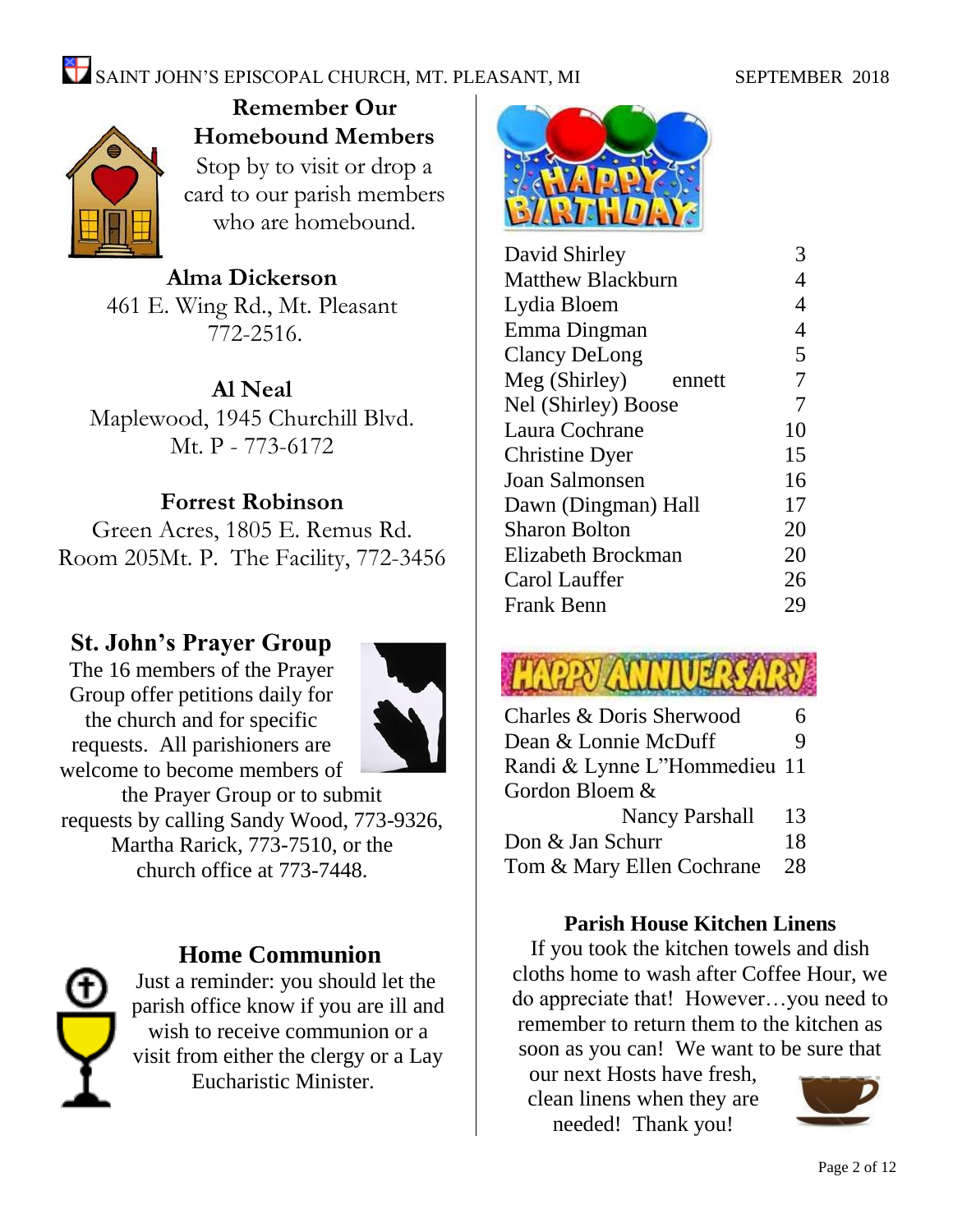## Remember Our Homebound Members

Stop by to visit or drop a card to our parish members who are homebound.

**Alma Dickerson**
461 E. Wing Rd., Mt. Pleasant
772-2516.

**Al Neal**
Maplewood, 1945 Churchill Blvd.
Mt. P - 773-6172

**Forrest Robinson**
Green Acres, 1805 E. Remus Rd.
Room 205Mt. P. The Facility, 772-3456

## St. John's Prayer Group

The 16 members of the Prayer Group offer petitions daily for the church and for specific requests. All parishioners are welcome to become members of the Prayer Group or to submit requests by calling Sandy Wood, 773-9326, Martha Rarick, 773-7510, or the church office at 773-7448.

## Home Communion

Just a reminder: you should let the parish office know if you are ill and wish to receive communion or a visit from either the clergy or a Lay Eucharistic Minister.

## HAPPY BIRTHDAY

| | |
|---|---|
| David Shirley | 3 |
| Matthew Blackburn | 4 |
| Lydia Bloem | 4 |
| Emma Dingman | 4 |
| Clancy DeLong | 5 |
| Meg (Shirley) ennett | 7 |
| Nel (Shirley) Boose | 7 |
| Laura Cochrane | 10 |
| Christine Dyer | 15 |
| Joan Salmonsen | 16 |
| Dawn (Dingman) Hall | 17 |
| Sharon Bolton | 20 |
| Elizabeth Brockman | 20 |
| Carol Lauffer | 26 |
| Frank Benn | 29 |

## HAPPY ANNIVERSARY

| | |
|---|---|
| Charles & Doris Sherwood | 6 |
| Dean & Lonnie McDuff | 9 |
| Randi & Lynne L"Hommedieu | 11 |
| Gordon Bloem & Nancy Parshall | 13 |
| Don & Jan Schurr | 18 |
| Tom & Mary Ellen Cochrane | 28 |

## Parish House Kitchen Linens

If you took the kitchen towels and dish cloths home to wash after Coffee Hour, we do appreciate that! However…you need to remember to return them to the kitchen as soon as you can! We want to be sure that our next Hosts have fresh, clean linens when they are needed! Thank you!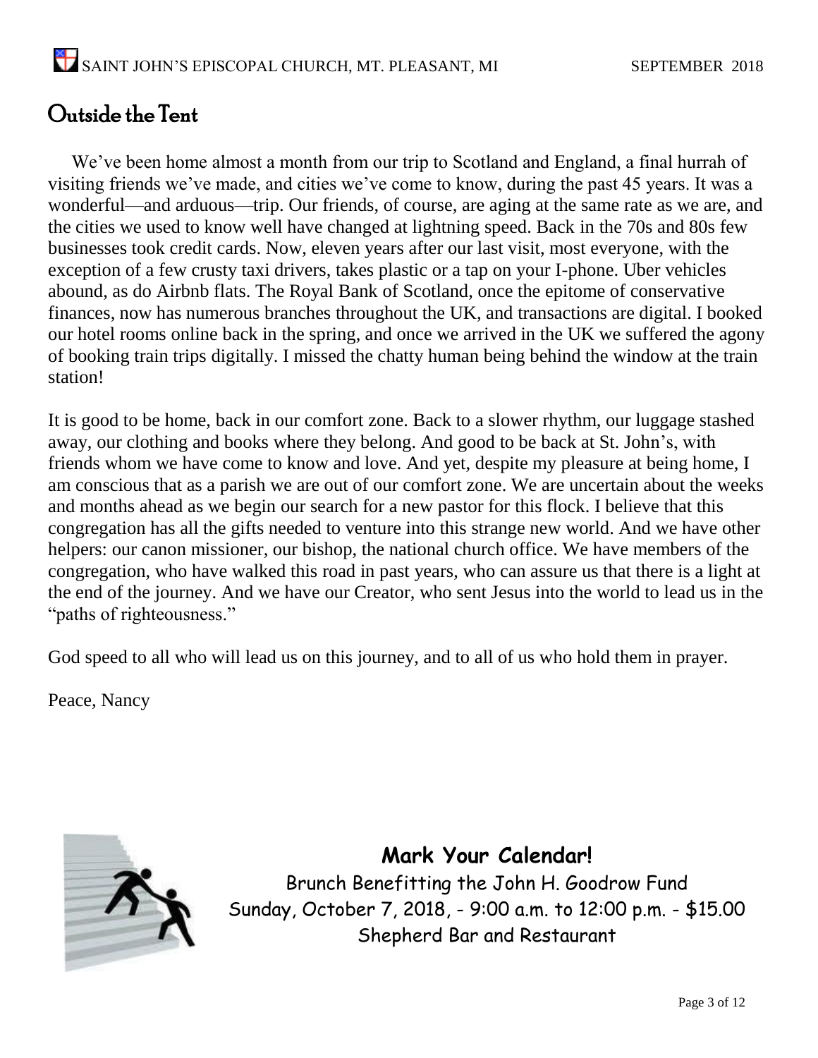## Outside the Tent

We've been home almost a month from our trip to Scotland and England, a final hurrah of visiting friends we've made, and cities we've come to know, during the past 45 years. It was a wonderful—and arduous—trip. Our friends, of course, are aging at the same rate as we are, and the cities we used to know well have changed at lightning speed. Back in the 70s and 80s few businesses took credit cards. Now, eleven years after our last visit, most everyone, with the exception of a few crusty taxi drivers, takes plastic or a tap on your I-phone. Uber vehicles abound, as do Airbnb flats. The Royal Bank of Scotland, once the epitome of conservative finances, now has numerous branches throughout the UK, and transactions are digital. I booked our hotel rooms online back in the spring, and once we arrived in the UK we suffered the agony of booking train trips digitally. I missed the chatty human being behind the window at the train station!

It is good to be home, back in our comfort zone. Back to a slower rhythm, our luggage stashed away, our clothing and books where they belong. And good to be back at St. John's, with friends whom we have come to know and love. And yet, despite my pleasure at being home, I am conscious that as a parish we are out of our comfort zone. We are uncertain about the weeks and months ahead as we begin our search for a new pastor for this flock. I believe that this congregation has all the gifts needed to venture into this strange new world. And we have other helpers: our canon missioner, our bishop, the national church office. We have members of the congregation, who have walked this road in past years, who can assure us that there is a light at the end of the journey. And we have our Creator, who sent Jesus into the world to lead us in the "paths of righteousness."

God speed to all who will lead us on this journey, and to all of us who hold them in prayer.

Peace, Nancy

**Mark Your Calendar!**

Brunch Benefitting the John H. Goodrow Fund
Sunday, October 7, 2018, - 9:00 a.m. to 12:00 p.m. - $15.00
Shepherd Bar and Restaurant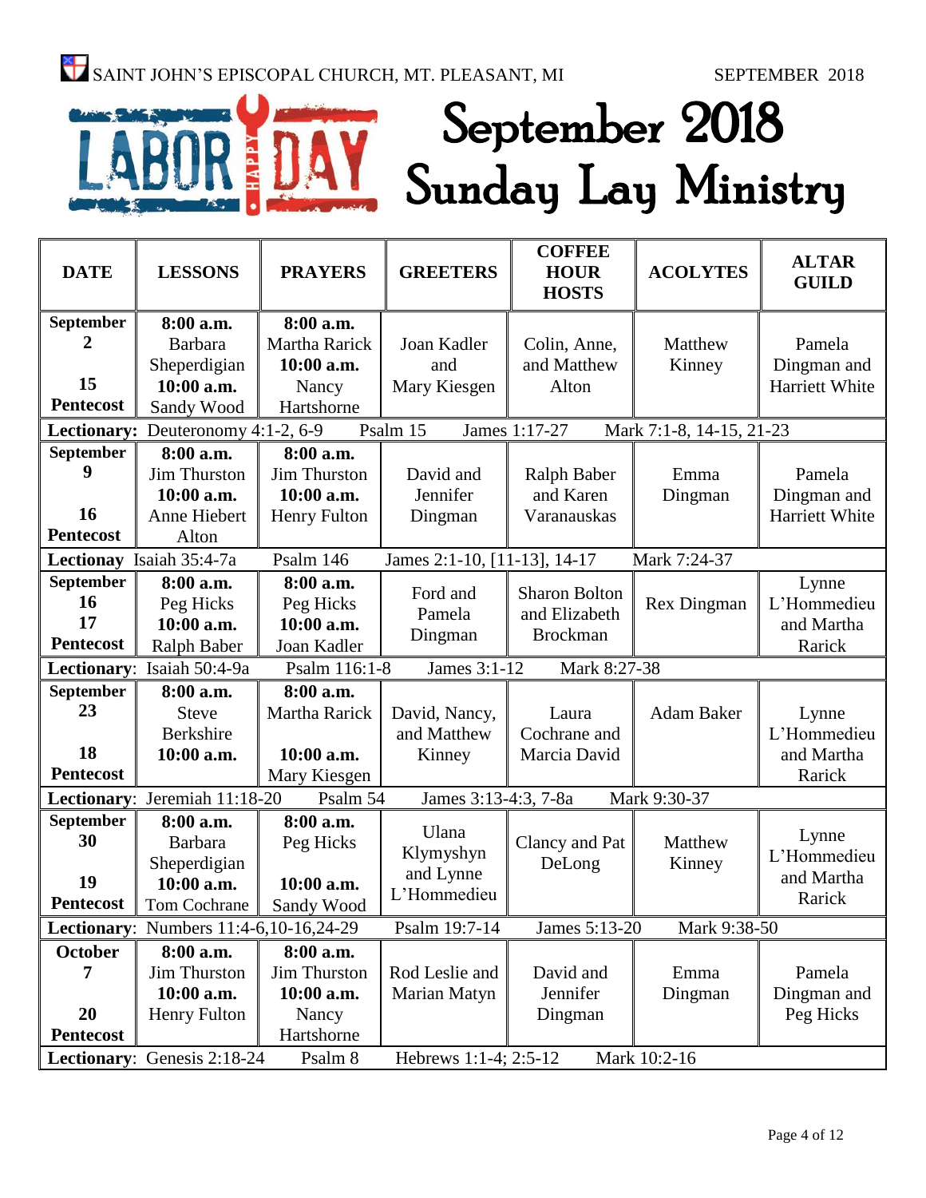SAINT JOHN'S EPISCOPAL CHURCH, MT. PLEASANT, MI SEPTEMBER 2018

# September 2018 Sunday Lay Ministry

| DATE | LESSONS | PRAYERS | GREETERS | COFFEE HOUR HOSTS | ACOLYTES | ALTAR GUILD |
|---|---|---|---|---|---|---|
| **September 2** **15 Pentecost** | **8:00 a.m.** Barbara Sheperdigian **10:00 a.m.** Sandy Wood | **8:00 a.m.** Martha Rarick **10:00 a.m.** Nancy Hartshorne | Joan Kadler and Mary Kiesgen | Colin, Anne, and Matthew Alton | Matthew Kinney | Pamela Dingman and Harriett White |
| **Lectionary:** Deuteronomy 4:1-2, 6-9 | Psalm 15 | James 1:17-27 | Mark 7:1-8, 14-15, 21-23 | | | |
| **September 9** **16 Pentecost** | **8:00 a.m.** Jim Thurston **10:00 a.m.** Anne Hiebert Alton | **8:00 a.m.** Jim Thurston **10:00 a.m.** Henry Fulton | David and Jennifer Dingman | Ralph Baber and Karen Varanauskas | Emma Dingman | Pamela Dingman and Harriett White |
| **Lectionay** Isaiah 35:4-7a | Psalm 146 | James 2:1-10, [11-13], 14-17 | Mark 7:24-37 | | | |
| **September 16** **17 Pentecost** | **8:00 a.m.** Peg Hicks **10:00 a.m.** Ralph Baber | **8:00 a.m.** Peg Hicks **10:00 a.m.** Joan Kadler | Ford and Pamela Dingman | Sharon Bolton and Elizabeth Brockman | Rex Dingman | Lynne L'Hommedieu and Martha Rarick |
| **Lectionary:** Isaiah 50:4-9a | Psalm 116:1-8 | James 3:1-12 | Mark 8:27-38 | | | |
| **September 23** **18 Pentecost** | **8:00 a.m.** Steve Berkshire **10:00 a.m.** | **8:00 a.m.** Martha Rarick **10:00 a.m.** Mary Kiesgen | David, Nancy, and Matthew Kinney | Laura Cochrane and Marcia David | Adam Baker | Lynne L'Hommedieu and Martha Rarick |
| **Lectionary:** Jeremiah 11:18-20 | Psalm 54 | James 3:13-4:3, 7-8a | Mark 9:30-37 | | | |
| **September 30** **19 Pentecost** | **8:00 a.m.** Barbara Sheperdigian **10:00 a.m.** Tom Cochrane | **8:00 a.m.** Peg Hicks **10:00 a.m.** Sandy Wood | Ulana Klymyshyn and Lynne L'Hommedieu | Clancy and Pat DeLong | Matthew Kinney | Lynne L'Hommedieu and Martha Rarick |
| **Lectionary:** Numbers 11:4-6,10-16,24-29 | Psalm 19:7-14 | James 5:13-20 | Mark 9:38-50 | | | |
| **October 7** **20 Pentecost** | **8:00 a.m.** Jim Thurston **10:00 a.m.** Henry Fulton | **8:00 a.m.** Jim Thurston **10:00 a.m.** Nancy Hartshorne | Rod Leslie and Marian Matyn | David and Jennifer Dingman | Emma Dingman | Pamela Dingman and Peg Hicks |
| **Lectionary:** Genesis 2:18-24 | Psalm 8 | Hebrews 1:1-4; 2:5-12 | Mark 10:2-16 | | | |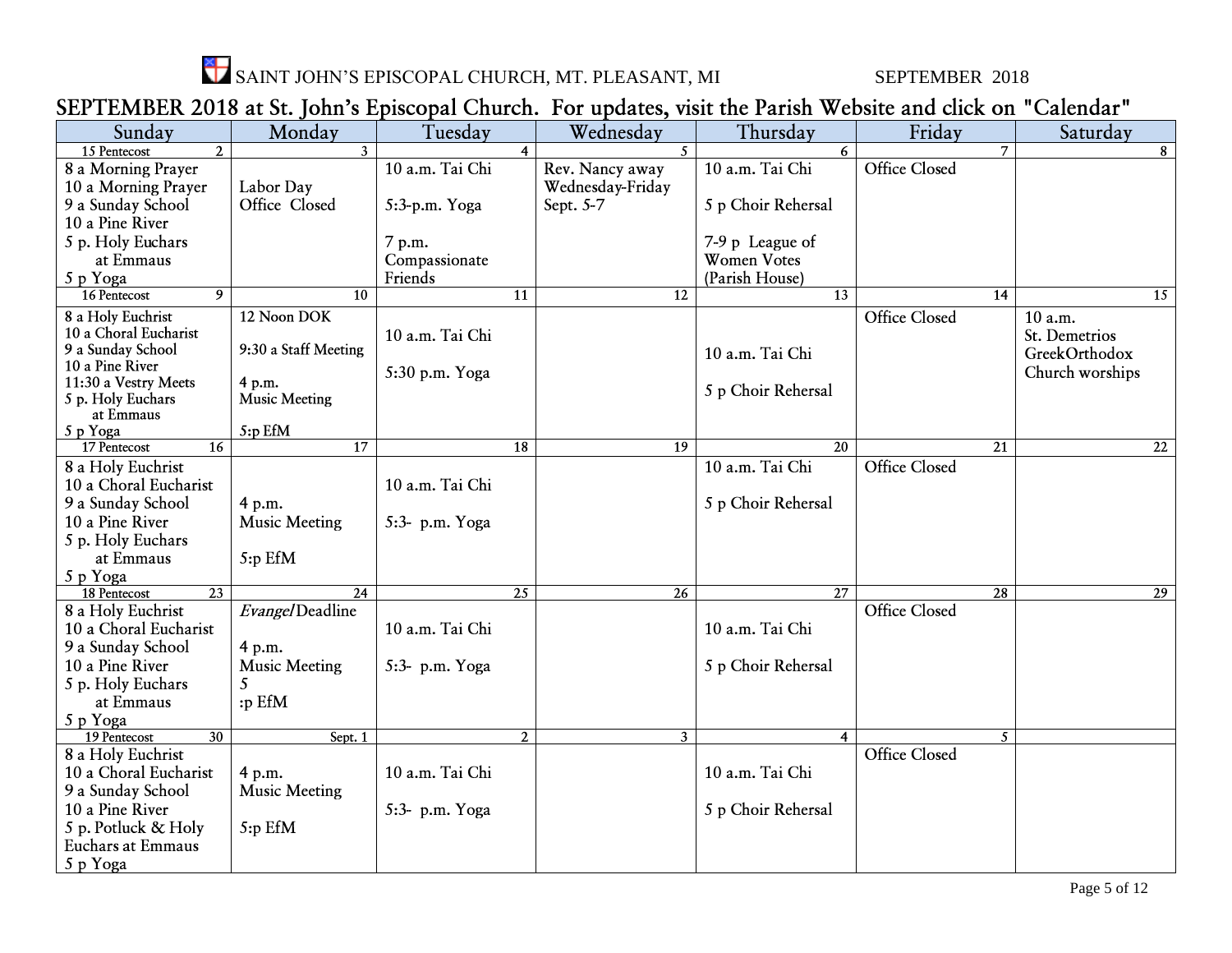SAINT JOHN'S EPISCOPAL CHURCH, MT. PLEASANT, MI SEPTEMBER 2018

## SEPTEMBER 2018 at St. John's Episcopal Church. For updates, visit the Parish Website and click on "Calendar"

| Sunday | Monday | Tuesday | Wednesday | Thursday | Friday | Saturday |
|---|---|---|---|---|---|---|
| 15 Pentecost 2 | 3 | 4 | 5 | 6 | 7 | 8 |
| 8 a Morning Prayer<br>10 a Morning Prayer<br>9 a Sunday School<br>10 a Pine River<br>5 p. Holy Euchars at Emmaus<br>5 p Yoga | Labor Day<br>Office Closed | 10 a.m. Tai Chi<br><br>5:3-p.m. Yoga<br><br>7 p.m. Compassionate Friends | Rev. Nancy away Wednesday-Friday Sept. 5-7 | 10 a.m. Tai Chi<br><br>5 p Choir Rehersal<br><br>7-9 p League of Women Votes (Parish House) | Office Closed | |
| 16 Pentecost 9 | 10 | 11 | 12 | 13 | 14 | 15 |
| 8 a Holy Euchrist<br>10 a Choral Eucharist<br>9 a Sunday School<br>10 a Pine River<br>11:30 a Vestry Meets<br>5 p. Holy Euchars at Emmaus<br>5 p Yoga | 12 Noon DOK<br><br>9:30 a Staff Meeting<br><br>4 p.m. Music Meeting<br><br>5:p EfM | 10 a.m. Tai Chi<br><br>5:30 p.m. Yoga | | 10 a.m. Tai Chi<br><br>5 p Choir Rehersal | Office Closed | 10 a.m. St. Demetrios GreekOrthodox Church worships |
| 17 Pentecost 16 | 17 | 18 | 19 | 20 | 21 | 22 |
| 8 a Holy Euchrist<br>10 a Choral Eucharist<br>9 a Sunday School<br>10 a Pine River<br>5 p. Holy Euchars at Emmaus<br>5 p Yoga | 4 p.m. Music Meeting<br><br>5:p EfM | 10 a.m. Tai Chi<br><br>5:3- p.m. Yoga | | 10 a.m. Tai Chi<br><br>5 p Choir Rehersal | Office Closed | |
| 18 Pentecost 23 | 24 | 25 | 26 | 27 | 28 | 29 |
| 8 a Holy Euchrist<br>10 a Choral Eucharist<br>9 a Sunday School<br>10 a Pine River<br>5 p. Holy Euchars at Emmaus<br>5 p Yoga | *Evangel* Deadline<br><br>4 p.m. Music Meeting<br>5<br>:p EfM | 10 a.m. Tai Chi<br><br>5:3- p.m. Yoga | | 10 a.m. Tai Chi<br><br>5 p Choir Rehersal | Office Closed | |
| 19 Pentecost 30 | Sept. 1 | 2 | 3 | 4 | 5 | |
| 8 a Holy Euchrist<br>10 a Choral Eucharist<br>9 a Sunday School<br>10 a Pine River<br>5 p. Potluck & Holy Euchars at Emmaus<br>5 p Yoga | 4 p.m. Music Meeting<br><br>5:p EfM | 10 a.m. Tai Chi<br><br>5:3- p.m. Yoga | | 10 a.m. Tai Chi<br><br>5 p Choir Rehersal | Office Closed | |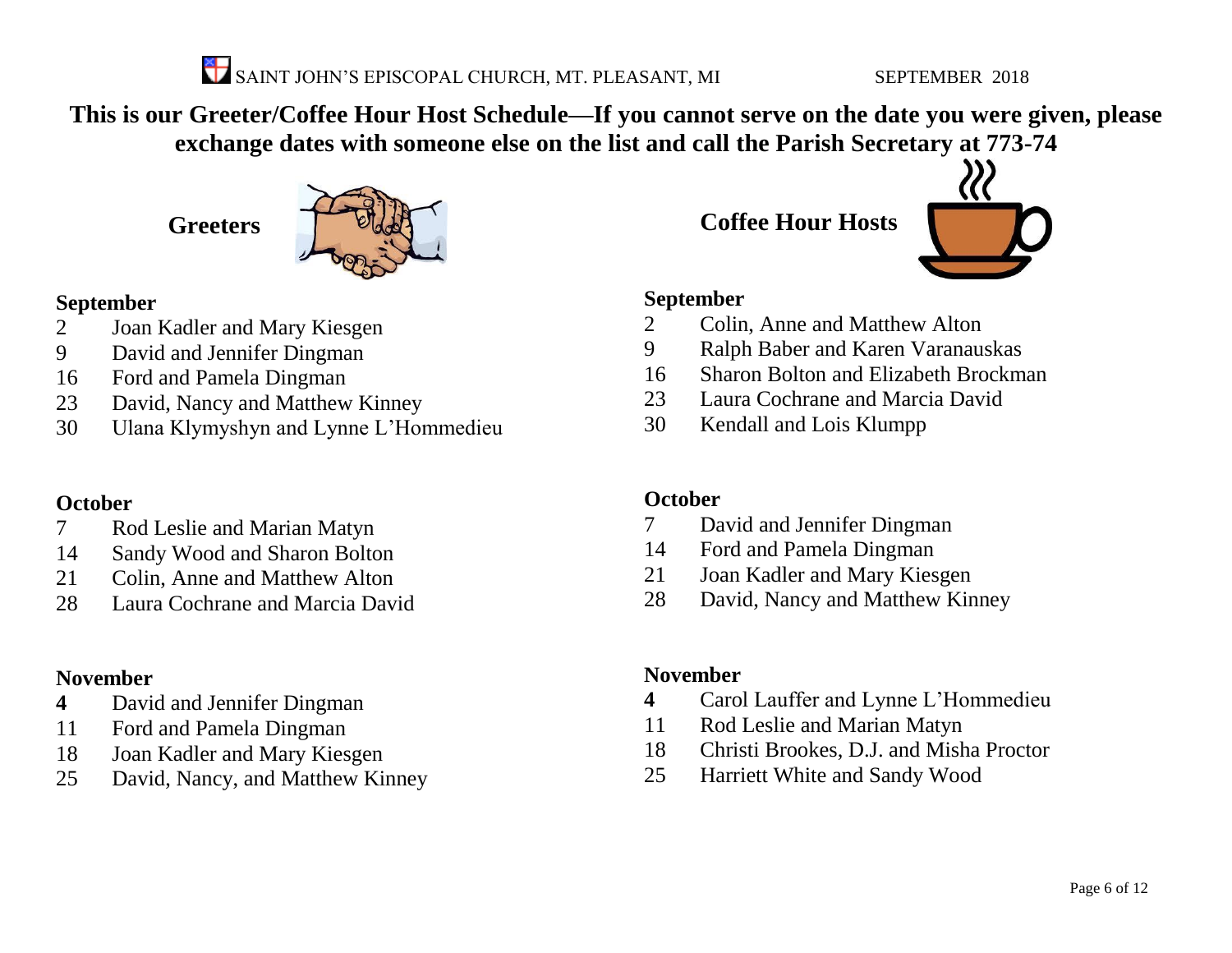SAINT JOHN'S EPISCOPAL CHURCH, MT. PLEASANT, MI SEPTEMBER 2018

**This is our Greeter/Coffee Hour Host Schedule—If you cannot serve on the date you were given, please exchange dates with someone else on the list and call the Parish Secretary at 773-74**

## Greeters

**September**

2 Joan Kadler and Mary Kiesgen
9 David and Jennifer Dingman
16 Ford and Pamela Dingman
23 David, Nancy and Matthew Kinney
30 Ulana Klymyshyn and Lynne L'Hommedieu

**October**

7 Rod Leslie and Marian Matyn
14 Sandy Wood and Sharon Bolton
21 Colin, Anne and Matthew Alton
28 Laura Cochrane and Marcia David

**November**

**4** David and Jennifer Dingman
11 Ford and Pamela Dingman
18 Joan Kadler and Mary Kiesgen
25 David, Nancy, and Matthew Kinney

## Coffee Hour Hosts

**September**

2 Colin, Anne and Matthew Alton
9 Ralph Baber and Karen Varanauskas
16 Sharon Bolton and Elizabeth Brockman
23 Laura Cochrane and Marcia David
30 Kendall and Lois Klumpp

**October**

7 David and Jennifer Dingman
14 Ford and Pamela Dingman
21 Joan Kadler and Mary Kiesgen
28 David, Nancy and Matthew Kinney

**November**

**4** Carol Lauffer and Lynne L'Hommedieu
11 Rod Leslie and Marian Matyn
18 Christi Brookes, D.J. and Misha Proctor
25 Harriett White and Sandy Wood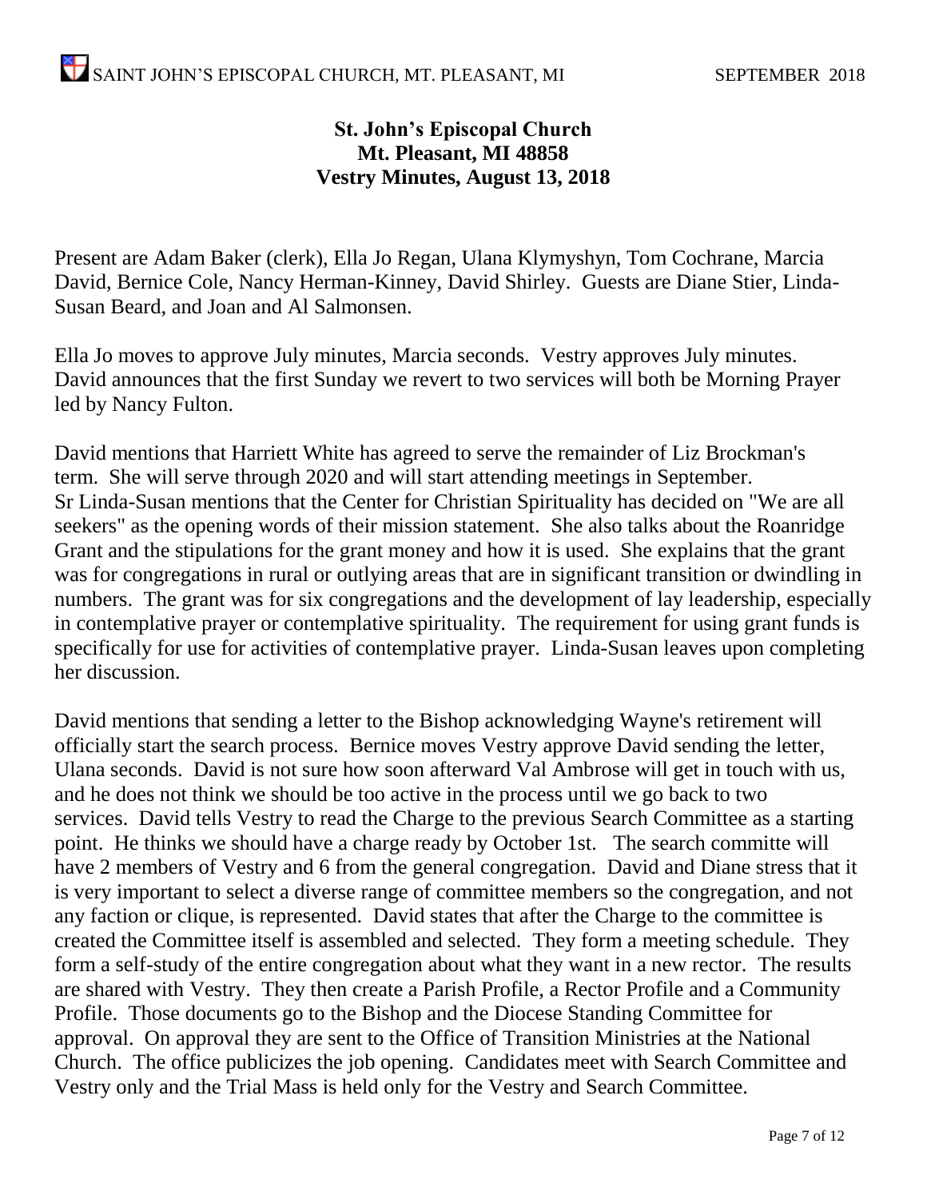**St. John's Episcopal Church**
**Mt. Pleasant, MI 48858**
**Vestry Minutes, August 13, 2018**

Present are Adam Baker (clerk), Ella Jo Regan, Ulana Klymyshyn, Tom Cochrane, Marcia David, Bernice Cole, Nancy Herman-Kinney, David Shirley. Guests are Diane Stier, Linda-Susan Beard, and Joan and Al Salmonsen.

Ella Jo moves to approve July minutes, Marcia seconds. Vestry approves July minutes. David announces that the first Sunday we revert to two services will both be Morning Prayer led by Nancy Fulton.

David mentions that Harriett White has agreed to serve the remainder of Liz Brockman's term. She will serve through 2020 and will start attending meetings in September. Sr Linda-Susan mentions that the Center for Christian Spirituality has decided on "We are all seekers" as the opening words of their mission statement. She also talks about the Roanridge Grant and the stipulations for the grant money and how it is used. She explains that the grant was for congregations in rural or outlying areas that are in significant transition or dwindling in numbers. The grant was for six congregations and the development of lay leadership, especially in contemplative prayer or contemplative spirituality. The requirement for using grant funds is specifically for use for activities of contemplative prayer. Linda-Susan leaves upon completing her discussion.

David mentions that sending a letter to the Bishop acknowledging Wayne's retirement will officially start the search process. Bernice moves Vestry approve David sending the letter, Ulana seconds. David is not sure how soon afterward Val Ambrose will get in touch with us, and he does not think we should be too active in the process until we go back to two services. David tells Vestry to read the Charge to the previous Search Committee as a starting point. He thinks we should have a charge ready by October 1st. The search committe will have 2 members of Vestry and 6 from the general congregation. David and Diane stress that it is very important to select a diverse range of committee members so the congregation, and not any faction or clique, is represented. David states that after the Charge to the committee is created the Committee itself is assembled and selected. They form a meeting schedule. They form a self-study of the entire congregation about what they want in a new rector. The results are shared with Vestry. They then create a Parish Profile, a Rector Profile and a Community Profile. Those documents go to the Bishop and the Diocese Standing Committee for approval. On approval they are sent to the Office of Transition Ministries at the National Church. The office publicizes the job opening. Candidates meet with Search Committee and Vestry only and the Trial Mass is held only for the Vestry and Search Committee.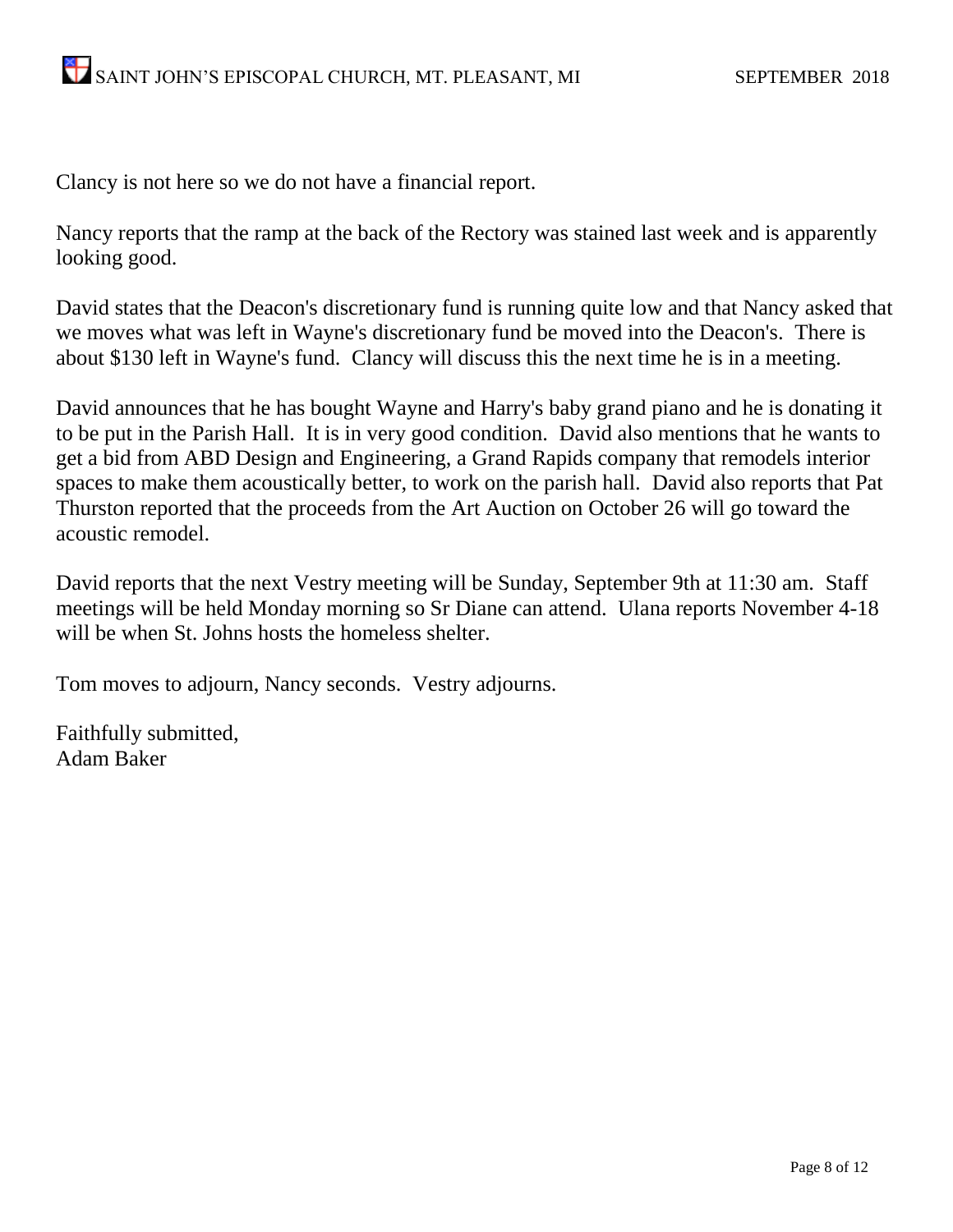Clancy is not here so we do not have a financial report.

Nancy reports that the ramp at the back of the Rectory was stained last week and is apparently looking good.

David states that the Deacon's discretionary fund is running quite low and that Nancy asked that we moves what was left in Wayne's discretionary fund be moved into the Deacon's. There is about $130 left in Wayne's fund. Clancy will discuss this the next time he is in a meeting.

David announces that he has bought Wayne and Harry's baby grand piano and he is donating it to be put in the Parish Hall. It is in very good condition. David also mentions that he wants to get a bid from ABD Design and Engineering, a Grand Rapids company that remodels interior spaces to make them acoustically better, to work on the parish hall. David also reports that Pat Thurston reported that the proceeds from the Art Auction on October 26 will go toward the acoustic remodel.

David reports that the next Vestry meeting will be Sunday, September 9th at 11:30 am. Staff meetings will be held Monday morning so Sr Diane can attend. Ulana reports November 4-18 will be when St. Johns hosts the homeless shelter.

Tom moves to adjourn, Nancy seconds. Vestry adjourns.

Faithfully submitted,
Adam Baker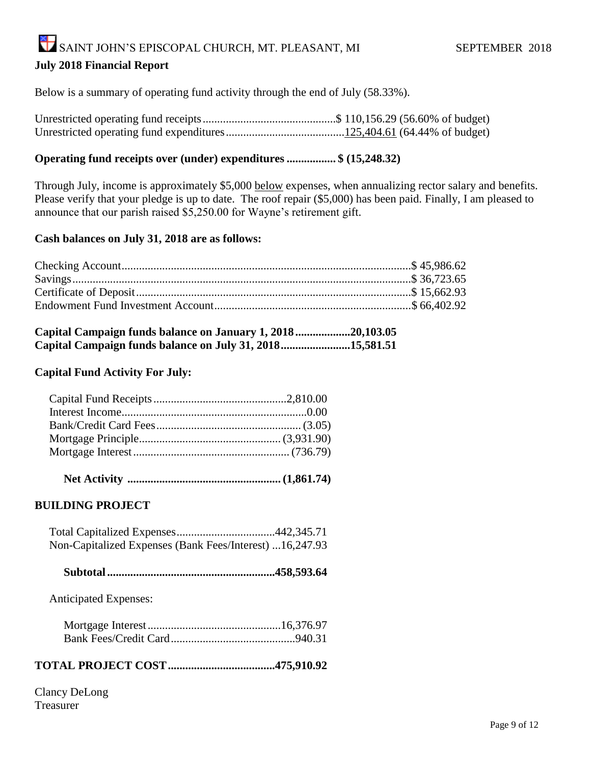## July 2018 Financial Report

Below is a summary of operating fund activity through the end of July (58.33%).

Unrestricted operating fund receipts.............................................$ 110,156.29 (56.60% of budget)
Unrestricted operating fund expenditures........................................125,404.61 (64.44% of budget)

**Operating fund receipts over (under) expenditures ................ $ (15,248.32)**

Through July, income is approximately $5,000 below expenses, when annualizing rector salary and benefits. Please verify that your pledge is up to date. The roof repair ($5,000) has been paid. Finally, I am pleased to announce that our parish raised $5,250.00 for Wayne's retirement gift.

**Cash balances on July 31, 2018 are as follows:**

| Account | Balance |
|---|---|
| Checking Account | $ 45,986.62 |
| Savings | $ 36,723.65 |
| Certificate of Deposit | $ 15,662.93 |
| Endowment Fund Investment Account | $ 66,402.92 |

**Capital Campaign funds balance on January 1, 2018..................20,103.05**
**Capital Campaign funds balance on July 31, 2018.......................15,581.51**

**Capital Fund Activity For July:**

| Item | Amount |
|---|---|
| Capital Fund Receipts | 2,810.00 |
| Interest Income | 0.00 |
| Bank/Credit Card Fees | (3.05) |
| Mortgage Principle | (3,931.90) |
| Mortgage Interest | (736.79) |
| **Net Activity** | **(1,861.74)** |

**BUILDING PROJECT**

| Item | Amount |
|---|---|
| Total Capitalized Expenses | 442,345.71 |
| Non-Capitalized Expenses (Bank Fees/Interest) | 16,247.93 |
| **Subtotal** | **458,593.64** |

Anticipated Expenses:

| Item | Amount |
|---|---|
| Mortgage Interest | 16,376.97 |
| Bank Fees/Credit Card | 940.31 |

**TOTAL PROJECT COST....................................475,910.92**

Clancy DeLong
Treasurer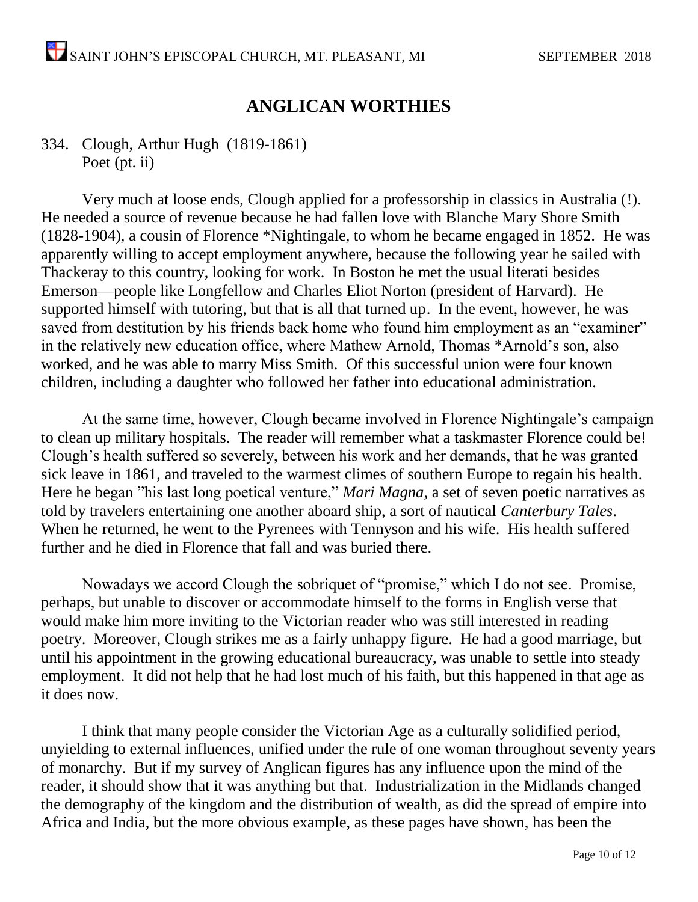## ANGLICAN WORTHIES

334. Clough, Arthur Hugh (1819-1861)
Poet (pt. ii)

Very much at loose ends, Clough applied for a professorship in classics in Australia (!). He needed a source of revenue because he had fallen love with Blanche Mary Shore Smith (1828-1904), a cousin of Florence *Nightingale, to whom he became engaged in 1852. He was apparently willing to accept employment anywhere, because the following year he sailed with Thackeray to this country, looking for work. In Boston he met the usual literati besides Emerson—people like Longfellow and Charles Eliot Norton (president of Harvard). He supported himself with tutoring, but that is all that turned up. In the event, however, he was saved from destitution by his friends back home who found him employment as an "examiner" in the relatively new education office, where Mathew Arnold, Thomas *Arnold's son, also worked, and he was able to marry Miss Smith. Of this successful union were four known children, including a daughter who followed her father into educational administration.

At the same time, however, Clough became involved in Florence Nightingale's campaign to clean up military hospitals. The reader will remember what a taskmaster Florence could be! Clough's health suffered so severely, between his work and her demands, that he was granted sick leave in 1861, and traveled to the warmest climes of southern Europe to regain his health. Here he began "his last long poetical venture," *Mari Magna*, a set of seven poetic narratives as told by travelers entertaining one another aboard ship, a sort of nautical *Canterbury Tales*. When he returned, he went to the Pyrenees with Tennyson and his wife. His health suffered further and he died in Florence that fall and was buried there.

Nowadays we accord Clough the sobriquet of "promise," which I do not see. Promise, perhaps, but unable to discover or accommodate himself to the forms in English verse that would make him more inviting to the Victorian reader who was still interested in reading poetry. Moreover, Clough strikes me as a fairly unhappy figure. He had a good marriage, but until his appointment in the growing educational bureaucracy, was unable to settle into steady employment. It did not help that he had lost much of his faith, but this happened in that age as it does now.

I think that many people consider the Victorian Age as a culturally solidified period, unyielding to external influences, unified under the rule of one woman throughout seventy years of monarchy. But if my survey of Anglican figures has any influence upon the mind of the reader, it should show that it was anything but that. Industrialization in the Midlands changed the demography of the kingdom and the distribution of wealth, as did the spread of empire into Africa and India, but the more obvious example, as these pages have shown, has been the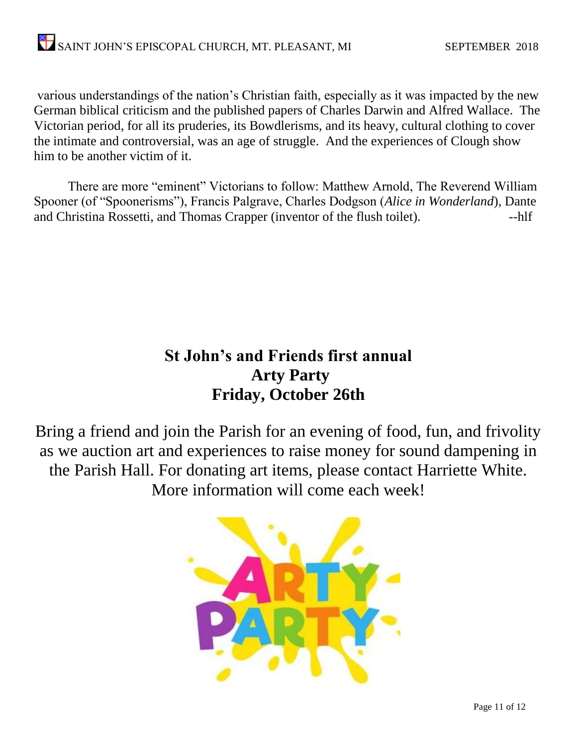various understandings of the nation's Christian faith, especially as it was impacted by the new German biblical criticism and the published papers of Charles Darwin and Alfred Wallace. The Victorian period, for all its pruderies, its Bowdlerisms, and its heavy, cultural clothing to cover the intimate and controversial, was an age of struggle. And the experiences of Clough show him to be another victim of it.

There are more "eminent" Victorians to follow: Matthew Arnold, The Reverend William Spooner (of "Spoonerisms"), Francis Palgrave, Charles Dodgson (*Alice in Wonderland*), Dante and Christina Rossetti, and Thomas Crapper (inventor of the flush toilet). --hlf

## St John's and Friends first annual Arty Party Friday, October 26th

Bring a friend and join the Parish for an evening of food, fun, and frivolity as we auction art and experiences to raise money for sound dampening in the Parish Hall. For donating art items, please contact Harriette White. More information will come each week!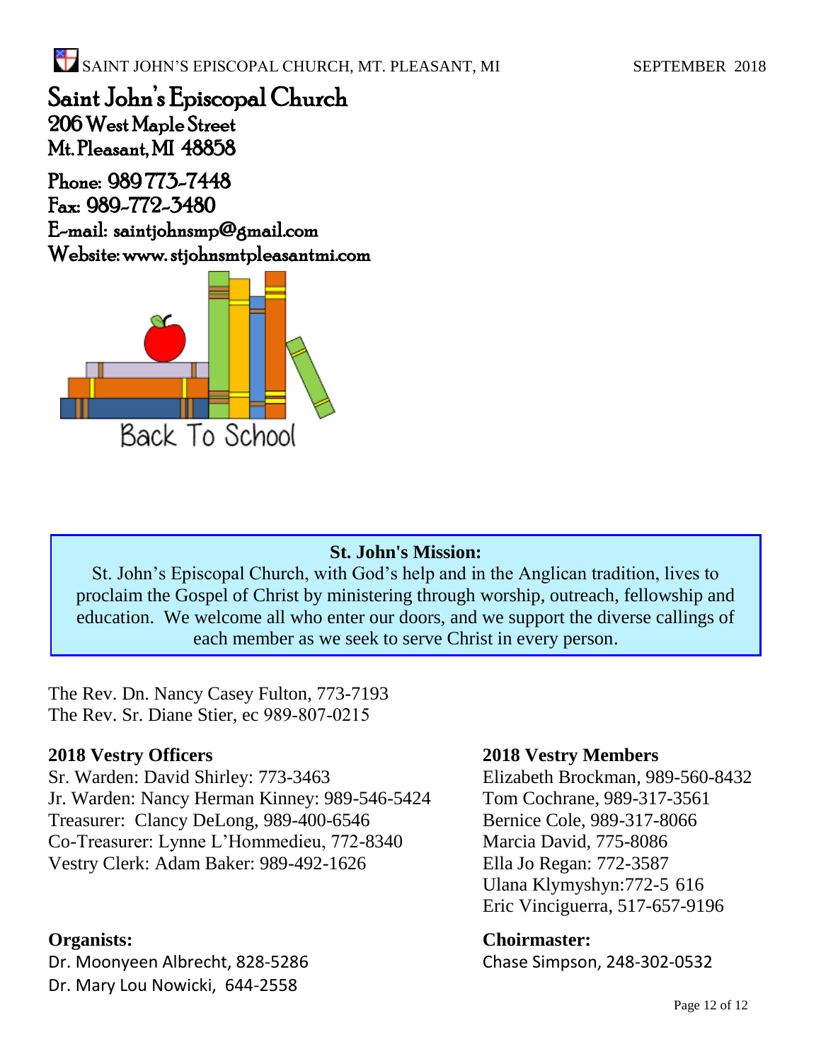# Saint John's Episcopal Church

206 West Maple Street
Mt. Pleasant, MI 48858

Phone: 989 773-7448
Fax: 989-772-3480
E-mail: saintjohnsmp@gmail.com
Website: www. stjohnsmtpleasantmi.com

Back To School

**St. John's Mission:**

St. John's Episcopal Church, with God's help and in the Anglican tradition, lives to proclaim the Gospel of Christ by ministering through worship, outreach, fellowship and education. We welcome all who enter our doors, and we support the diverse callings of each member as we seek to serve Christ in every person.

The Rev. Dn. Nancy Casey Fulton, 773-7193
The Rev. Sr. Diane Stier, ec 989-807-0215

**2018 Vestry Officers**

Sr. Warden: David Shirley: 773-3463
Jr. Warden: Nancy Herman Kinney: 989-546-5424
Treasurer: Clancy DeLong, 989-400-6546
Co-Treasurer: Lynne L'Hommedieu, 772-8340
Vestry Clerk: Adam Baker: 989-492-1626

**2018 Vestry Members**

Elizabeth Brockman, 989-560-8432
Tom Cochrane, 989-317-3561
Bernice Cole, 989-317-8066
Marcia David, 775-8086
Ella Jo Regan: 772-3587
Ulana Klymyshyn:772-5 616
Eric Vinciguerra, 517-657-9196

**Organists:**

Dr. Moonyeen Albrecht, 828-5286
Dr. Mary Lou Nowicki, 644-2558

**Choirmaster:**

Chase Simpson, 248-302-0532